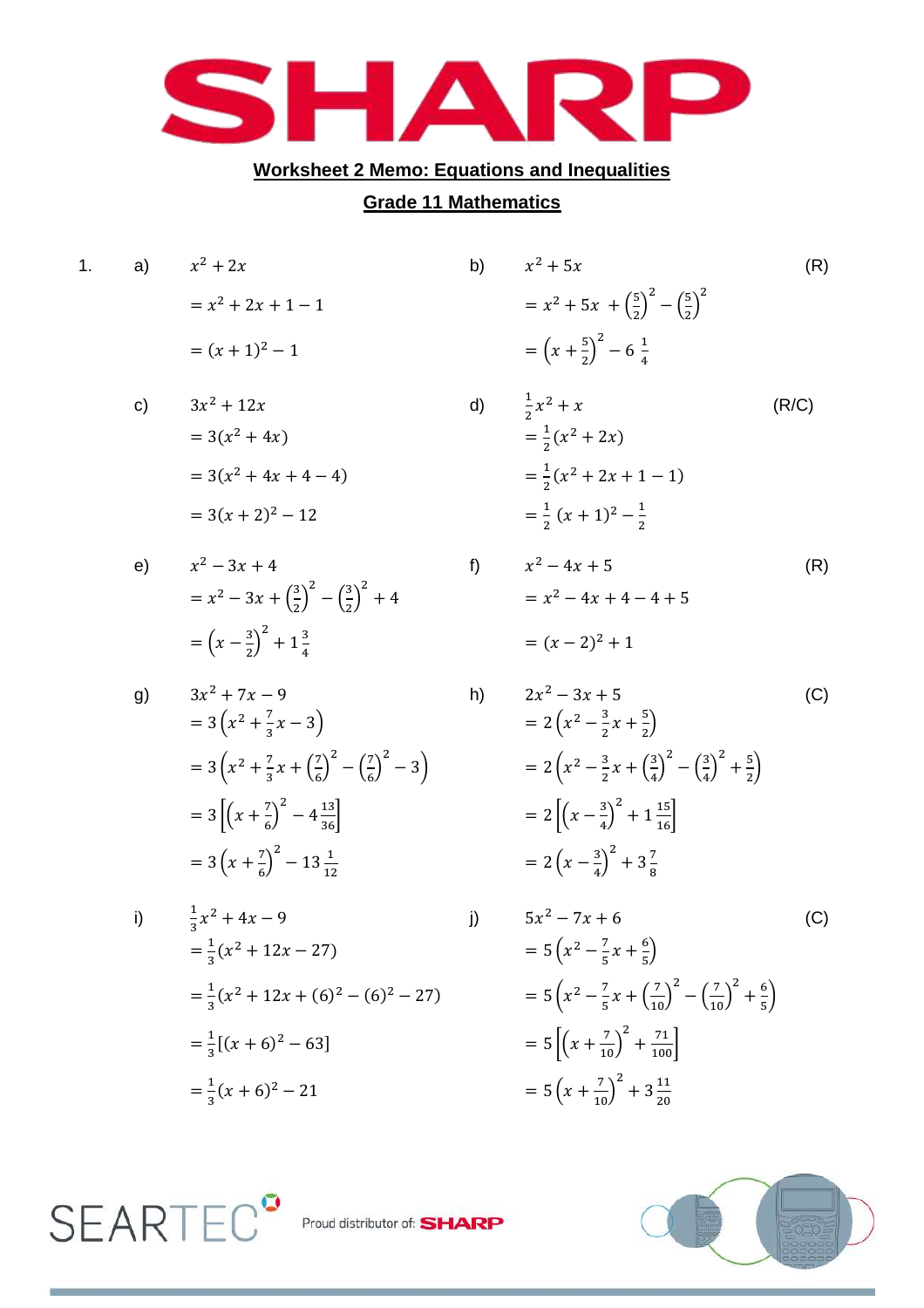**Worksheet 2 Memo: Equations and Inequalities**

**Grade 11 Mathematics**

1.

a) $x^2 + 2x$

$= x^2 + 2x + 1 - 1$

$= (x+1)^2 - 1$

b) $x^2 + 5x$ (R)

$= x^2 + 5x + \left(\frac{5}{2}\right)^2 - \left(\frac{5}{2}\right)^2$

$= \left(x + \frac{5}{2}\right)^2 - 6\,\frac{1}{4}$

c) $3x^2 + 12x$

$= 3(x^2 + 4x)$

$= 3(x^2 + 4x + 4 - 4)$

$= 3(x+2)^2 - 12$

d) $\frac{1}{2}x^2 + x$ (R/C)

$= \frac{1}{2}(x^2 + 2x)$

$= \frac{1}{2}(x^2 + 2x + 1 - 1)$

$= \frac{1}{2}\,(x+1)^2 - \frac{1}{2}$

e) $x^2 - 3x + 4$

$= x^2 - 3x + \left(\frac{3}{2}\right)^2 - \left(\frac{3}{2}\right)^2 + 4$

$= \left(x - \frac{3}{2}\right)^2 + 1\frac{3}{4}$

f) $x^2 - 4x + 5$ (R)

$= x^2 - 4x + 4 - 4 + 5$

$= (x-2)^2 + 1$

g) $3x^2 + 7x - 9$

$= 3\left(x^2 + \frac{7}{3}x - 3\right)$

$= 3\left(x^2 + \frac{7}{3}x + \left(\frac{7}{6}\right)^2 - \left(\frac{7}{6}\right)^2 - 3\right)$

$= 3\left[\left(x + \frac{7}{6}\right)^2 - 4\frac{13}{36}\right]$

$= 3\left(x + \frac{7}{6}\right)^2 - 13\frac{1}{12}$

h) $2x^2 - 3x + 5$ (C)

$= 2\left(x^2 - \frac{3}{2}x + \frac{5}{2}\right)$

$= 2\left(x^2 - \frac{3}{2}x + \left(\frac{3}{4}\right)^2 - \left(\frac{3}{4}\right)^2 + \frac{5}{2}\right)$

$= 2\left[\left(x - \frac{3}{4}\right)^2 + 1\frac{15}{16}\right]$

$= 2\left(x - \frac{3}{4}\right)^2 + 3\frac{7}{8}$

i) $\frac{1}{3}x^2 + 4x - 9$

$= \frac{1}{3}(x^2 + 12x - 27)$

$= \frac{1}{3}(x^2 + 12x + (6)^2 - (6)^2 - 27)$

$= \frac{1}{3}[(x+6)^2 - 63]$

$= \frac{1}{3}(x+6)^2 - 21$

j) $5x^2 - 7x + 6$ (C)

$= 5\left(x^2 - \frac{7}{5}x + \frac{6}{5}\right)$

$= 5\left(x^2 - \frac{7}{5}x + \left(\frac{7}{10}\right)^2 - \left(\frac{7}{10}\right)^2 + \frac{6}{5}\right)$

$= 5\left[\left(x + \frac{7}{10}\right)^2 + \frac{71}{100}\right]$

$= 5\left(x + \frac{7}{10}\right)^2 + 3\frac{11}{20}$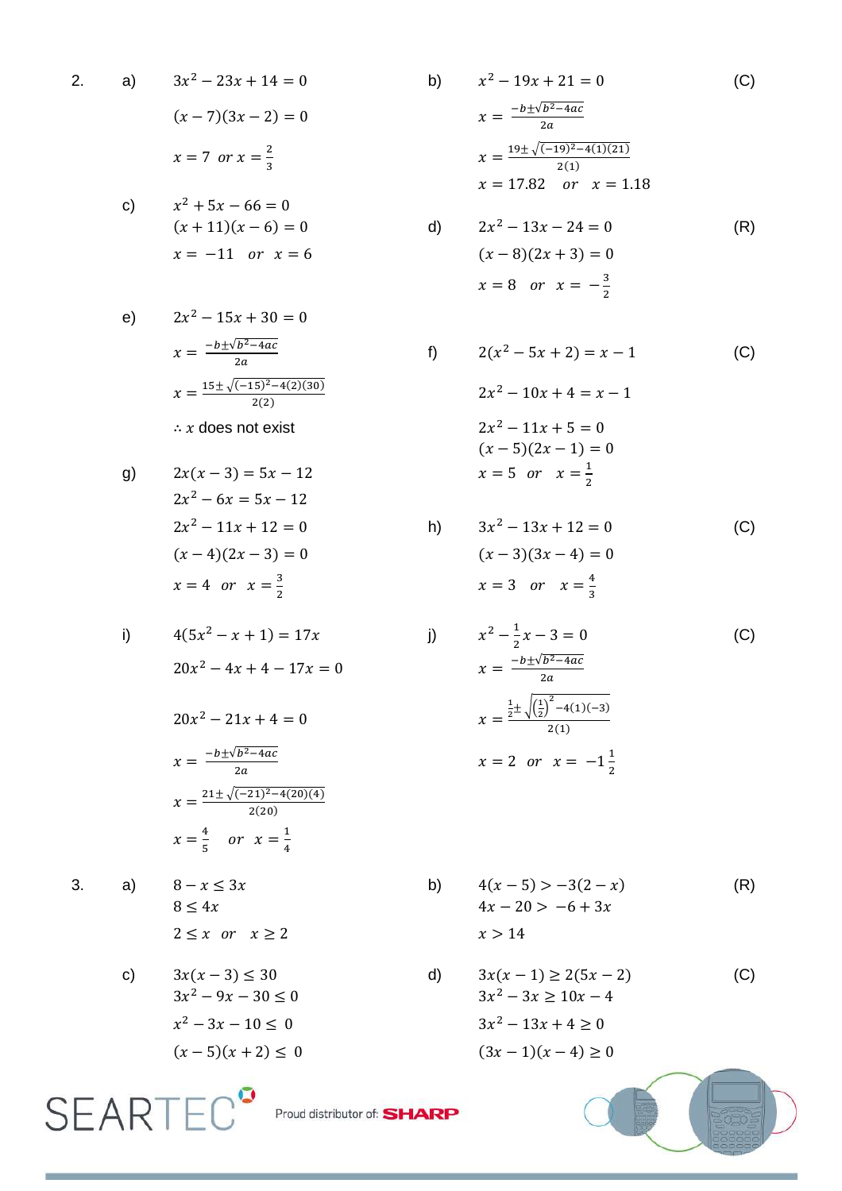2\. a) $3x^2 - 23x + 14 = 0$

$(x-7)(3x-2) = 0$

$x = 7$ *or* $x = \frac{2}{3}$

b) $x^2 - 19x + 21 = 0$ (C)

$x = \frac{-b \pm \sqrt{b^2 - 4ac}}{2a}$

$x = \frac{19 \pm \sqrt{(-19)^2 - 4(1)(21)}}{2(1)}$

$x = 17.82$ *or* $x = 1.18$

c) $x^2 + 5x - 66 = 0$

$(x+11)(x-6) = 0$

$x = -11$ *or* $x = 6$

d) $2x^2 - 13x - 24 = 0$ (R)

$(x-8)(2x+3) = 0$

$x = 8$ *or* $x = -\frac{3}{2}$

e) $2x^2 - 15x + 30 = 0$

$x = \frac{-b \pm \sqrt{b^2 - 4ac}}{2a}$

$x = \frac{15 \pm \sqrt{(-15)^2 - 4(2)(30)}}{2(2)}$

$\therefore x$ does not exist

f) $2(x^2 - 5x + 2) = x - 1$ (C)

$2x^2 - 10x + 4 = x - 1$

$2x^2 - 11x + 5 = 0$

$(x-5)(2x-1) = 0$

$x = 5$ *or* $x = \frac{1}{2}$

g) $2x(x-3) = 5x - 12$

$2x^2 - 6x = 5x - 12$

$2x^2 - 11x + 12 = 0$

$(x-4)(2x-3) = 0$

$x = 4$ *or* $x = \frac{3}{2}$

h) $3x^2 - 13x + 12 = 0$ (C)

$(x-3)(3x-4) = 0$

$x = 3$ *or* $x = \frac{4}{3}$

i) $4(5x^2 - x + 1) = 17x$

$20x^2 - 4x + 4 - 17x = 0$

$20x^2 - 21x + 4 = 0$

$x = \frac{-b \pm \sqrt{b^2 - 4ac}}{2a}$

$x = \frac{21 \pm \sqrt{(-21)^2 - 4(20)(4)}}{2(20)}$

$x = \frac{4}{5}$ *or* $x = \frac{1}{4}$

j) $x^2 - \frac{1}{2}x - 3 = 0$ (C)

$x = \frac{-b \pm \sqrt{b^2 - 4ac}}{2a}$

$x = \frac{\frac{1}{2} \pm \sqrt{\left(\frac{1}{2}\right)^2 - 4(1)(-3)}}{2(1)}$

$x = 2$ *or* $x = -1\frac{1}{2}$

3\. a) $8 - x \leq 3x$

$8 \leq 4x$

$2 \leq x$ *or* $x \geq 2$

b) $4(x-5) > -3(2-x)$ (R)

$4x - 20 > -6 + 3x$

$x > 14$

c) $3x(x-3) \leq 30$

$3x^2 - 9x - 30 \leq 0$

$x^2 - 3x - 10 \leq 0$

$(x-5)(x+2) \leq 0$

d) $3x(x-1) \geq 2(5x-2)$ (C)

$3x^2 - 3x \geq 10x - 4$

$3x^2 - 13x + 4 \geq 0$

$(3x-1)(x-4) \geq 0$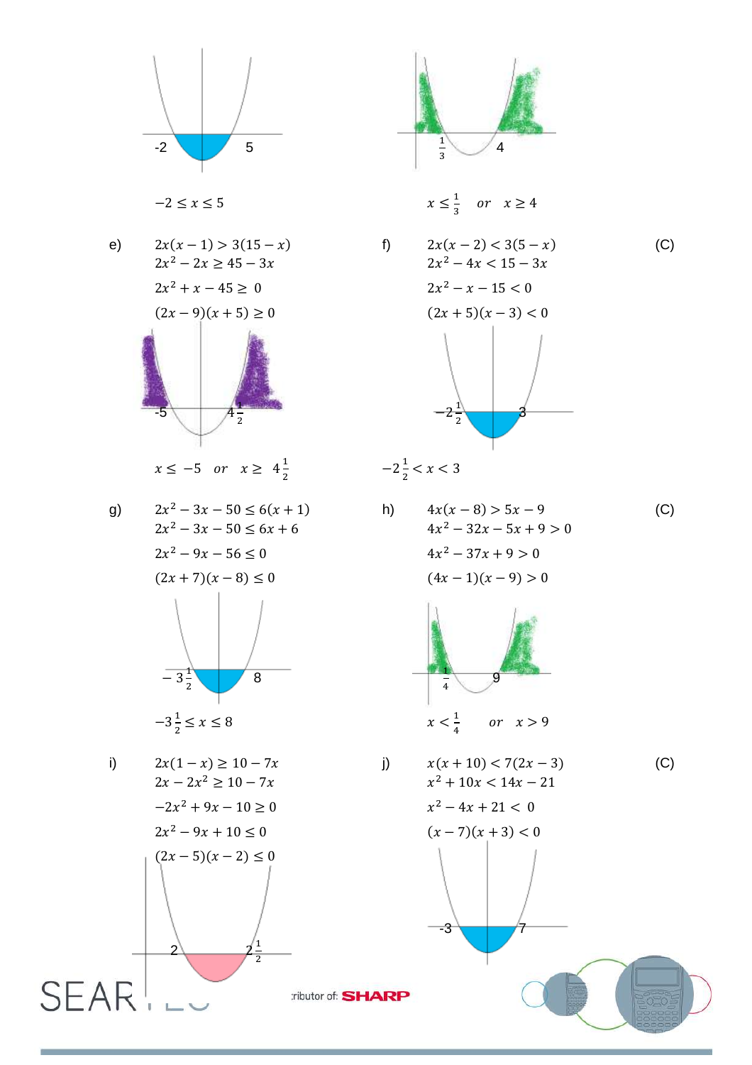$-2 \le x \le 5$

$x \le \frac{1}{3} \quad or \quad x \ge 4$

e) $2x(x-1) > 3(15-x)$

$2x^2 - 2x \ge 45 - 3x$

$2x^2 + x - 45 \ge 0$

$(2x-9)(x+5) \ge 0$

$x \le -5 \quad or \quad x \ge 4\frac{1}{2}$

f) $2x(x-2) < 3(5-x)$ (C)

$2x^2 - 4x < 15 - 3x$

$2x^2 - x - 15 < 0$

$(2x+5)(x-3) < 0$

$-2\frac{1}{2} < x < 3$

g) $2x^2 - 3x - 50 \le 6(x+1)$

$2x^2 - 3x - 50 \le 6x + 6$

$2x^2 - 9x - 56 \le 0$

$(2x+7)(x-8) \le 0$

$-3\frac{1}{2} \le x \le 8$

h) $4x(x-8) > 5x - 9$ (C)

$4x^2 - 32x - 5x + 9 > 0$

$4x^2 - 37x + 9 > 0$

$(4x-1)(x-9) > 0$

$x < \frac{1}{4} \quad or \quad x > 9$

i) $2x(1-x) \ge 10 - 7x$

$2x - 2x^2 \ge 10 - 7x$

$-2x^2 + 9x - 10 \ge 0$

$2x^2 - 9x + 10 \le 0$

$(2x-5)(x-2) \le 0$

j) $x(x+10) < 7(2x-3)$ (C)

$x^2 + 10x < 14x - 21$

$x^2 - 4x + 21 < 0$

$(x-7)(x+3) < 0$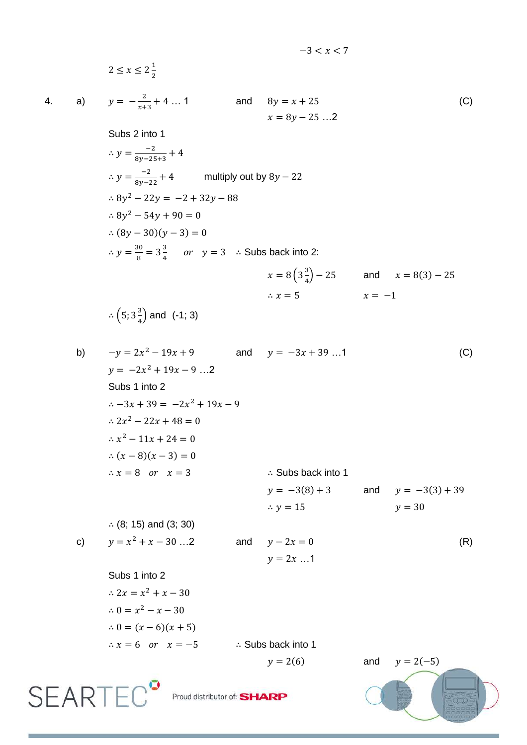$-3 < x < 7$

$2 \leq x \leq 2\frac{1}{2}$

4. a) $y = -\frac{2}{x+3} + 4 \ldots 1$ and $8y = x + 25$ (C)

$x = 8y - 25 \ldots 2$

Subs 2 into 1

$\therefore y = \frac{-2}{8y-25+3} + 4$

$\therefore y = \frac{-2}{8y-22} + 4$ multiply out by $8y - 22$

$\therefore 8y^2 - 22y = -2 + 32y - 88$

$\therefore 8y^2 - 54y + 90 = 0$

$\therefore (8y - 30)(y - 3) = 0$

$\therefore y = \frac{30}{8} = 3\frac{3}{4}$ *or* $y = 3$ $\therefore$ Subs back into 2:

$x = 8\left(3\frac{3}{4}\right) - 25$ and $x = 8(3) - 25$

$\therefore x = 5$ $x = -1$

$\therefore \left(5; 3\frac{3}{4}\right)$ and (-1; 3)

b) $-y = 2x^2 - 19x + 9$ and $y = -3x + 39 \ldots 1$ (C)

$y = -2x^2 + 19x - 9 \ldots 2$

Subs 1 into 2

$\therefore -3x + 39 = -2x^2 + 19x - 9$

$\therefore 2x^2 - 22x + 48 = 0$

$\therefore x^2 - 11x + 24 = 0$

$\therefore (x - 8)(x - 3) = 0$

$\therefore x = 8$ *or* $x = 3$ $\therefore$ Subs back into 1

$y = -3(8) + 3$ and $y = -3(3) + 39$

$\therefore y = 15$ $y = 30$

$\therefore$ (8; 15) and (3; 30)

c) $y = x^2 + x - 30 \ldots 2$ and $y - 2x = 0$ (R)

$y = 2x \ldots 1$

Subs 1 into 2

$\therefore 2x = x^2 + x - 30$

$\therefore 0 = x^2 - x - 30$

$\therefore 0 = (x - 6)(x + 5)$

$\therefore x = 6$ *or* $x = -5$ $\therefore$ Subs back into 1

$y = 2(6)$ and $y = 2(-5)$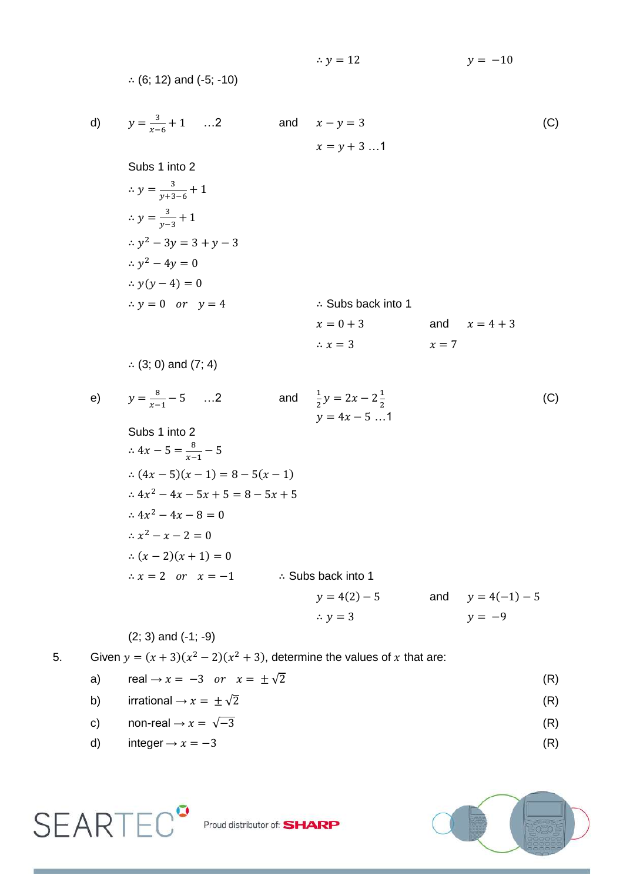$\therefore y = 12$ $\qquad\qquad$ $y = -10$

$\therefore$ (6; 12) and (-5; -10)

d) $y = \frac{3}{x-6} + 1 \quad ...2$ $\qquad$ and $\qquad$ $x - y = 3$ $\qquad$ (C)

$x = y + 3 \; ...1$

Subs 1 into 2

$\therefore y = \frac{3}{y+3-6} + 1$

$\therefore y = \frac{3}{y-3} + 1$

$\therefore y^2 - 3y = 3 + y - 3$

$\therefore y^2 - 4y = 0$

$\therefore y(y-4) = 0$

$\therefore y = 0 \quad or \quad y = 4$ $\qquad$ $\therefore$ Subs back into 1

$x = 0 + 3$ $\qquad$ and $\qquad$ $x = 4 + 3$

$\therefore x = 3$ $\qquad\qquad$ $x = 7$

$\therefore$ (3; 0) and (7; 4)

e) $y = \frac{8}{x-1} - 5 \quad ...2$ $\qquad$ and $\qquad$ $\frac{1}{2}y = 2x - 2\frac{1}{2}$ $\qquad$ (C)

$y = 4x - 5 \; ...1$

Subs 1 into 2

$\therefore 4x - 5 = \frac{8}{x-1} - 5$

$\therefore (4x-5)(x-1) = 8 - 5(x-1)$

$\therefore 4x^2 - 4x - 5x + 5 = 8 - 5x + 5$

$\therefore 4x^2 - 4x - 8 = 0$

$\therefore x^2 - x - 2 = 0$

$\therefore (x-2)(x+1) = 0$

$\therefore x = 2 \quad or \quad x = -1$ $\qquad$ $\therefore$ Subs back into 1

$y = 4(2) - 5$ $\qquad$ and $\qquad$ $y = 4(-1) - 5$

$\therefore y = 3$ $\qquad\qquad$ $y = -9$

(2; 3) and (-1; -9)

5. Given $y = (x+3)(x^2-2)(x^2+3)$, determine the values of $x$ that are:

a) real $\rightarrow x = -3 \quad or \quad x = \pm\sqrt{2}$ $\qquad$ (R)

b) irrational $\rightarrow x = \pm\sqrt{2}$ $\qquad$ (R)

c) non-real $\rightarrow x = \sqrt{-3}$ $\qquad$ (R)

d) integer $\rightarrow x = -3$ $\qquad$ (R)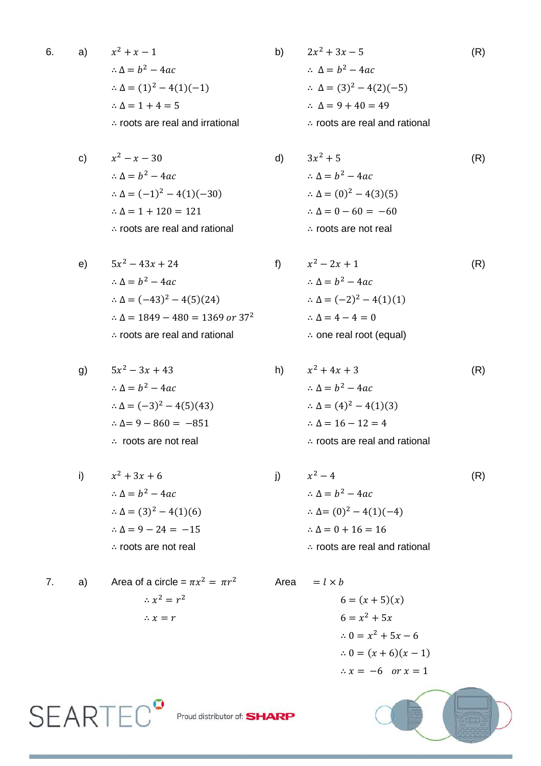6.

a) $x^2 + x - 1$

$\therefore \Delta = b^2 - 4ac$

$\therefore \Delta = (1)^2 - 4(1)(-1)$

$\therefore \Delta = 1 + 4 = 5$

$\therefore$ roots are real and irrational

b) $2x^2 + 3x - 5$ (R)

$\therefore \Delta = b^2 - 4ac$

$\therefore \Delta = (3)^2 - 4(2)(-5)$

$\therefore \Delta = 9 + 40 = 49$

$\therefore$ roots are real and rational

c) $x^2 - x - 30$

$\therefore \Delta = b^2 - 4ac$

$\therefore \Delta = (-1)^2 - 4(1)(-30)$

$\therefore \Delta = 1 + 120 = 121$

$\therefore$ roots are real and rational

d) $3x^2 + 5$ (R)

$\therefore \Delta = b^2 - 4ac$

$\therefore \Delta = (0)^2 - 4(3)(5)$

$\therefore \Delta = 0 - 60 = -60$

$\therefore$ roots are not real

e) $5x^2 - 43x + 24$

$\therefore \Delta = b^2 - 4ac$

$\therefore \Delta = (-43)^2 - 4(5)(24)$

$\therefore \Delta = 1849 - 480 = 1369 \text{ or } 37^2$

$\therefore$ roots are real and rational

f) $x^2 - 2x + 1$ (R)

$\therefore \Delta = b^2 - 4ac$

$\therefore \Delta = (-2)^2 - 4(1)(1)$

$\therefore \Delta = 4 - 4 = 0$

$\therefore$ one real root (equal)

g) $5x^2 - 3x + 43$

$\therefore \Delta = b^2 - 4ac$

$\therefore \Delta = (-3)^2 - 4(5)(43)$

$\therefore \Delta = 9 - 860 = -851$

$\therefore$ roots are not real

h) $x^2 + 4x + 3$ (R)

$\therefore \Delta = b^2 - 4ac$

$\therefore \Delta = (4)^2 - 4(1)(3)$

$\therefore \Delta = 16 - 12 = 4$

$\therefore$ roots are real and rational

i) $x^2 + 3x + 6$

$\therefore \Delta = b^2 - 4ac$

$\therefore \Delta = (3)^2 - 4(1)(6)$

$\therefore \Delta = 9 - 24 = -15$

$\therefore$ roots are not real

j) $x^2 - 4$ (R)

$\therefore \Delta = b^2 - 4ac$

$\therefore \Delta = (0)^2 - 4(1)(-4)$

$\therefore \Delta = 0 + 16 = 16$

$\therefore$ roots are real and rational

7.

a) Area of a circle = $\pi x^2 = \pi r^2$

$\therefore x^2 = r^2$

$\therefore x = r$

Area $= l \times b$

$6 = (x + 5)(x)$

$6 = x^2 + 5x$

$\therefore 0 = x^2 + 5x - 6$

$\therefore 0 = (x + 6)(x - 1)$

$\therefore x = -6 \quad or\ x = 1$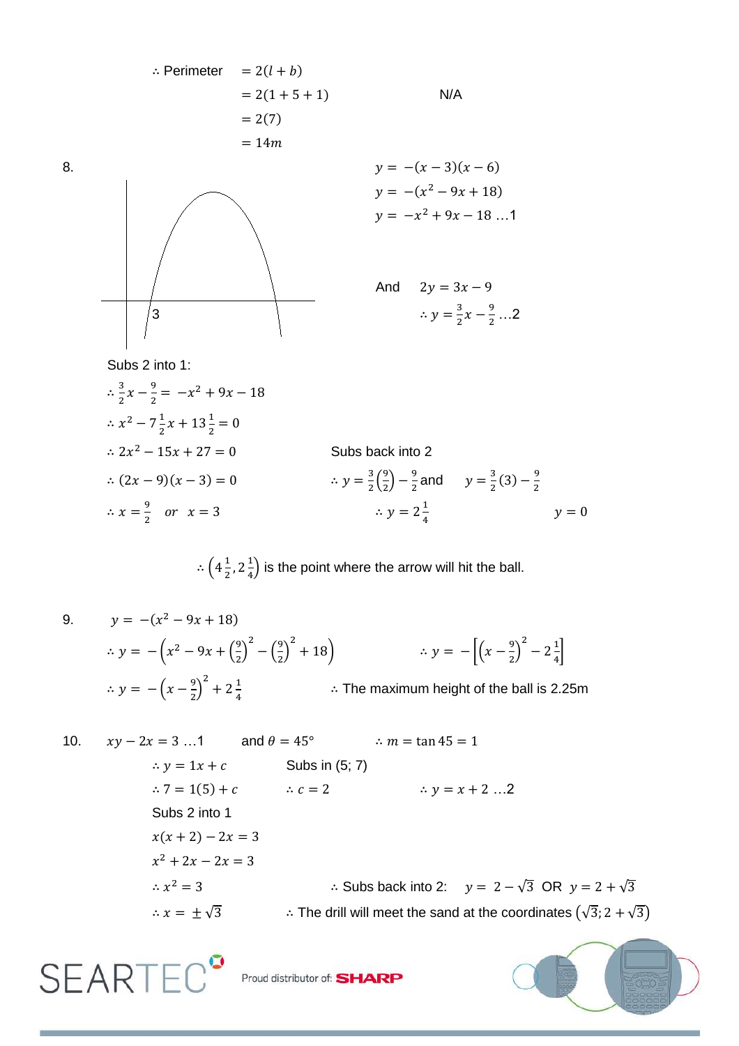$\therefore$ Perimeter $= 2(l + b)$

$= 2(1 + 5 + 1)$ N/A

$= 2(7)$

$= 14m$

8.

3

$y = -(x - 3)(x - 6)$

$y = -(x^2 - 9x + 18)$

$y = -x^2 + 9x - 18$ …1

And $2y = 3x - 9$

$\therefore y = \frac{3}{2}x - \frac{9}{2}$ …2

Subs 2 into 1:

$\therefore \frac{3}{2}x - \frac{9}{2} = -x^2 + 9x - 18$

$\therefore x^2 - 7\frac{1}{2}x + 13\frac{1}{2} = 0$

$\therefore 2x^2 - 15x + 27 = 0$

$\therefore (2x - 9)(x - 3) = 0$

$\therefore x = \frac{9}{2}$ or $x = 3$

Subs back into 2

$\therefore y = \frac{3}{2}\left(\frac{9}{2}\right) - \frac{9}{2}$ and $y = \frac{3}{2}(3) - \frac{9}{2}$

$\therefore y = 2\frac{1}{4}$ $y = 0$

$\therefore \left(4\frac{1}{2}, 2\frac{1}{4}\right)$ is the point where the arrow will hit the ball.

9. $y = -(x^2 - 9x + 18)$

$\therefore y = -\left(x^2 - 9x + \left(\frac{9}{2}\right)^2 - \left(\frac{9}{2}\right)^2 + 18\right)$

$\therefore y = -\left[\left(x - \frac{9}{2}\right)^2 - 2\frac{1}{4}\right]$

$\therefore y = -\left(x - \frac{9}{2}\right)^2 + 2\frac{1}{4}$

$\therefore$ The maximum height of the ball is 2.25m

10. $xy - 2x = 3$ …1 and $\theta = 45°$ $\therefore m = \tan 45 = 1$

$\therefore y = 1x + c$ Subs in (5; 7)

$\therefore 7 = 1(5) + c$ $\therefore c = 2$ $\therefore y = x + 2$ …2

Subs 2 into 1

$x(x + 2) - 2x = 3$

$x^2 + 2x - 2x = 3$

$\therefore x^2 = 3$

$\therefore x = \pm\sqrt{3}$

$\therefore$ Subs back into 2: $y = 2 - \sqrt{3}$ OR $y = 2 + \sqrt{3}$

$\therefore$ The drill will meet the sand at the coordinates $(\sqrt{3}; 2 + \sqrt{3})$

SEARTEC Proud distributor of: SHARP